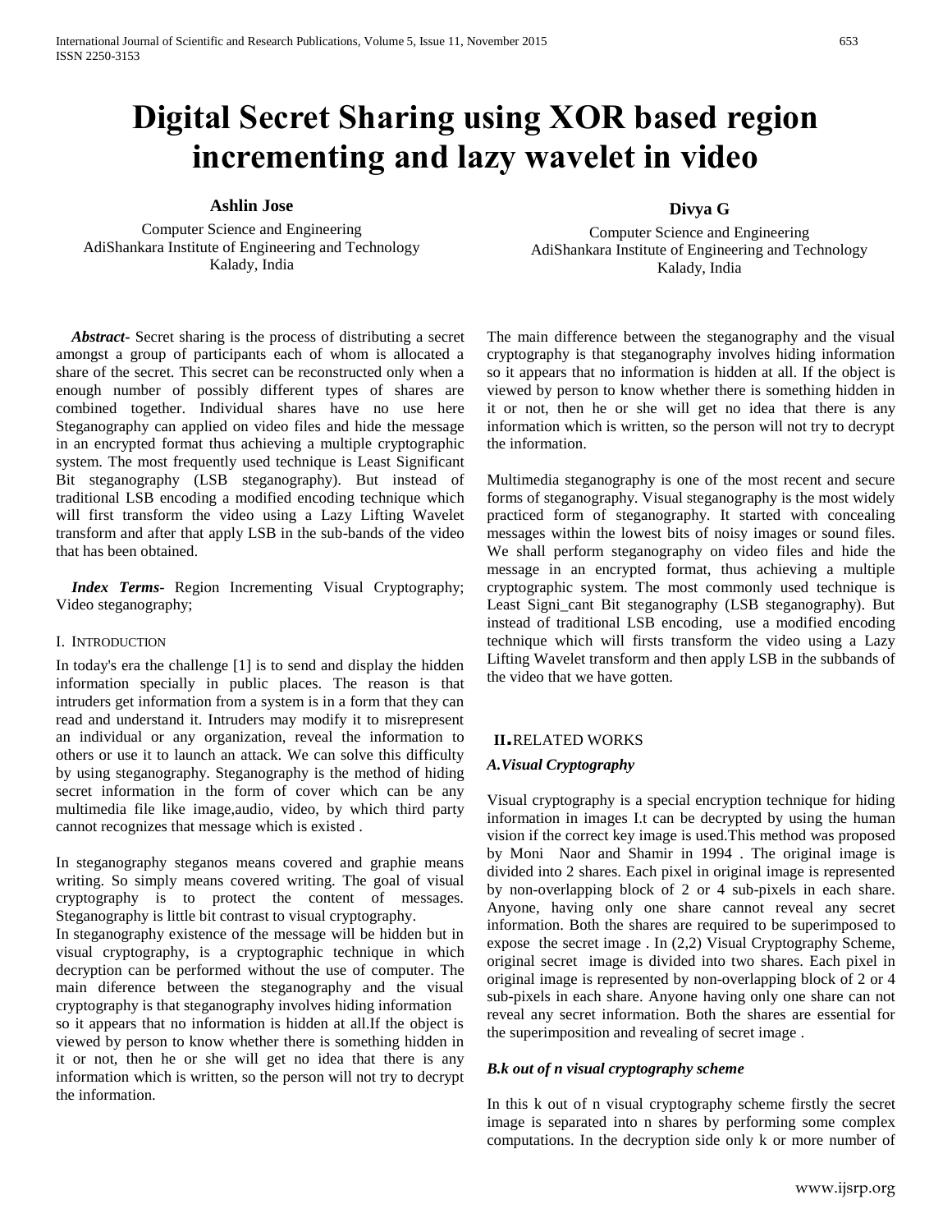# Digital Secret Sharing using XOR based region incrementing and lazy wavelet in video

**Ashlin Jose**

Computer Science and Engineering
AdiShankara Institute of Engineering and Technology
Kalady, India

**Divya G**

Computer Science and Engineering
AdiShankara Institute of Engineering and Technology
Kalady, India

***Abstract-*** Secret sharing is the process of distributing a secret amongst a group of participants each of whom is allocated a share of the secret. This secret can be reconstructed only when a enough number of possibly different types of shares are combined together. Individual shares have no use here Steganography can applied on video files and hide the message in an encrypted format thus achieving a multiple cryptographic system. The most frequently used technique is Least Significant Bit steganography (LSB steganography). But instead of traditional LSB encoding a modified encoding technique which will first transform the video using a Lazy Lifting Wavelet transform and after that apply LSB in the sub-bands of the video that has been obtained.

***Index Terms-*** Region Incrementing Visual Cryptography; Video steganography;

## I. INTRODUCTION

In today's era the challenge [1] is to send and display the hidden information specially in public places. The reason is that intruders get information from a system is in a form that they can read and understand it. Intruders may modify it to misrepresent an individual or any organization, reveal the information to others or use it to launch an attack. We can solve this difficulty by using steganography. Steganography is the method of hiding secret information in the form of cover which can be any multimedia file like image,audio, video, by which third party cannot recognizes that message which is existed .

In steganography steganos means covered and graphie means writing. So simply means covered writing. The goal of visual cryptography is to protect the content of messages. Steganography is little bit contrast to visual cryptography.
In steganography existence of the message will be hidden but in visual cryptography, is a cryptographic technique in which decryption can be performed without the use of computer. The main diference between the steganography and the visual cryptography is that steganography involves hiding information so it appears that no information is hidden at all.If the object is viewed by person to know whether there is something hidden in it or not, then he or she will get no idea that there is any information which is written, so the person will not try to decrypt the information.

The main difference between the steganography and the visual cryptography is that steganography involves hiding information so it appears that no information is hidden at all. If the object is viewed by person to know whether there is something hidden in it or not, then he or she will get no idea that there is any information which is written, so the person will not try to decrypt the information.

Multimedia steganography is one of the most recent and secure forms of steganography. Visual steganography is the most widely practiced form of steganography. It started with concealing messages within the lowest bits of noisy images or sound files. We shall perform steganography on video files and hide the message in an encrypted format, thus achieving a multiple cryptographic system. The most commonly used technique is Least Signi_cant Bit steganography (LSB steganography). But instead of traditional LSB encoding, use a modified encoding technique which will firsts transform the video using a Lazy Lifting Wavelet transform and then apply LSB in the subbands of the video that we have gotten.

## II. RELATED WORKS

### *A.Visual Cryptography*

Visual cryptography is a special encryption technique for hiding information in images I.t can be decrypted by using the human vision if the correct key image is used.This method was proposed by Moni Naor and Shamir in 1994 . The original image is divided into 2 shares. Each pixel in original image is represented by non-overlapping block of 2 or 4 sub-pixels in each share. Anyone, having only one share cannot reveal any secret information. Both the shares are required to be superimposed to expose the secret image . In (2,2) Visual Cryptography Scheme, original secret image is divided into two shares. Each pixel in original image is represented by non-overlapping block of 2 or 4 sub-pixels in each share. Anyone having only one share can not reveal any secret information. Both the shares are essential for the superimposition and revealing of secret image .

### *B.k out of n visual cryptography scheme*

In this k out of n visual cryptography scheme firstly the secret image is separated into n shares by performing some complex computations. In the decryption side only k or more number of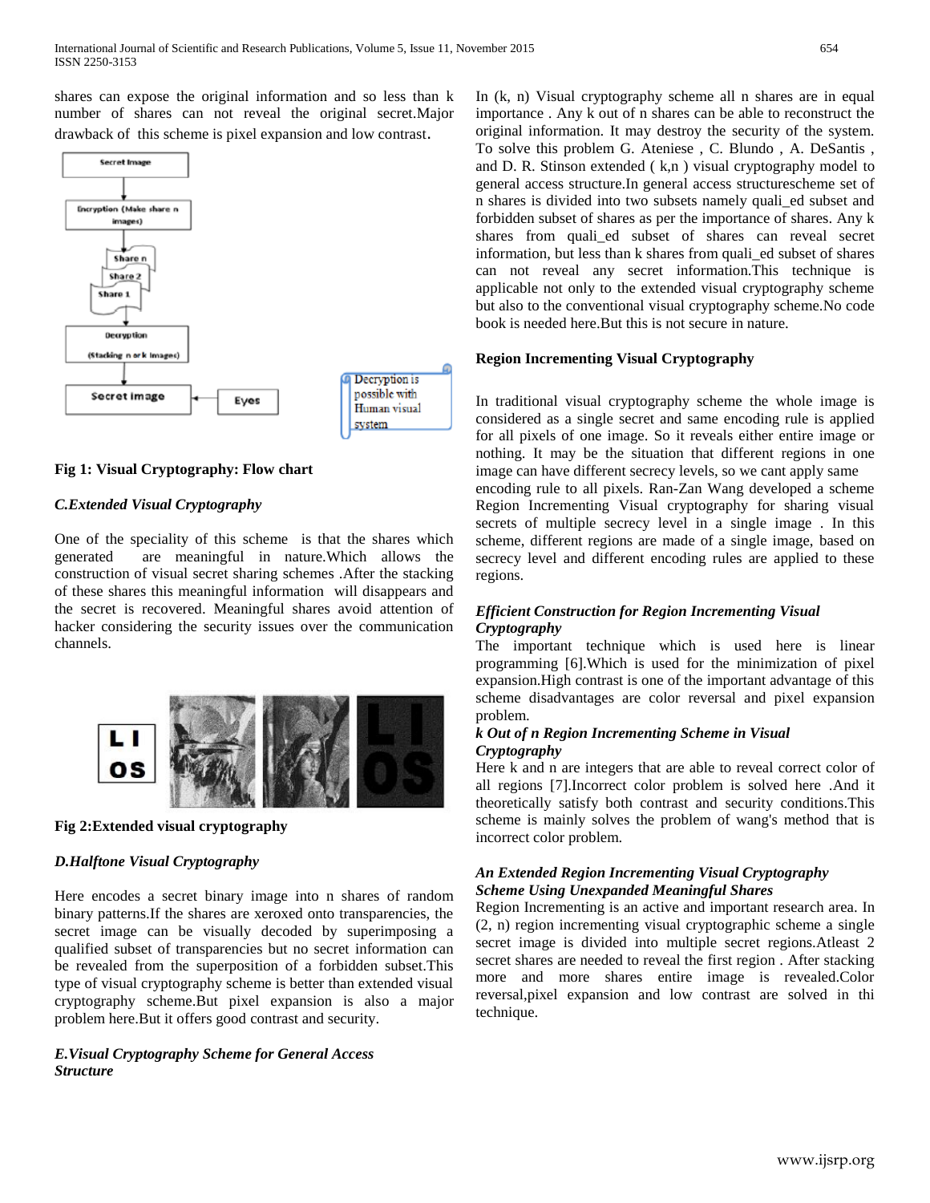shares can expose the original information and so less than k number of shares can not reveal the original secret.Major drawback of this scheme is pixel expansion and low contrast.

Fig 1: Visual Cryptography: Flow chart

*C.Extended Visual Cryptography*

One of the speciality of this scheme is that the shares which generated are meaningful in nature.Which allows the construction of visual secret sharing schemes .After the stacking of these shares this meaningful information will disappears and the secret is recovered. Meaningful shares avoid attention of hacker considering the security issues over the communication channels.

**Fig 2:Extended visual cryptography**

*D.Halftone Visual Cryptography*

Here encodes a secret binary image into n shares of random binary patterns.If the shares are xeroxed onto transparencies, the secret image can be visually decoded by superimposing a qualified subset of transparencies but no secret information can be revealed from the superposition of a forbidden subset.This type of visual cryptography scheme is better than extended visual cryptography scheme.But pixel expansion is also a major problem here.But it offers good contrast and security.

*E.Visual Cryptography Scheme for General Access Structure*

In (k, n) Visual cryptography scheme all n shares are in equal importance . Any k out of n shares can be able to reconstruct the original information. It may destroy the security of the system. To solve this problem G. Ateniese , C. Blundo , A. DeSantis , and D. R. Stinson extended ( k,n ) visual cryptography model to general access structure.In general access structurescheme set of n shares is divided into two subsets namely quali_ed subset and forbidden subset of shares as per the importance of shares. Any k shares from quali_ed subset of shares can reveal secret information, but less than k shares from quali_ed subset of shares can not reveal any secret information.This technique is applicable not only to the extended visual cryptography scheme but also to the conventional visual cryptography scheme.No code book is needed here.But this is not secure in nature.

**Region Incrementing Visual Cryptography**

In traditional visual cryptography scheme the whole image is considered as a single secret and same encoding rule is applied for all pixels of one image. So it reveals either entire image or nothing. It may be the situation that different regions in one image can have different secrecy levels, so we cant apply same encoding rule to all pixels. Ran-Zan Wang developed a scheme Region Incrementing Visual cryptography for sharing visual secrets of multiple secrecy level in a single image . In this scheme, different regions are made of a single image, based on secrecy level and different encoding rules are applied to these regions.

***Efficient Construction for Region Incrementing Visual Cryptography***

The important technique which is used here is linear programming [6].Which is used for the minimization of pixel expansion.High contrast is one of the important advantage of this scheme disadvantages are color reversal and pixel expansion problem.

***k Out of n Region Incrementing Scheme in Visual Cryptography***

Here k and n are integers that are able to reveal correct color of all regions [7].Incorrect color problem is solved here .And it theoretically satisfy both contrast and security conditions.This scheme is mainly solves the problem of wang's method that is incorrect color problem.

***An Extended Region Incrementing Visual Cryptography Scheme Using Unexpanded Meaningful Shares***

Region Incrementing is an active and important research area. In (2, n) region incrementing visual cryptographic scheme a single secret image is divided into multiple secret regions.Atleast 2 secret shares are needed to reveal the first region . After stacking more and more shares entire image is revealed.Color reversal,pixel expansion and low contrast are solved in thi technique.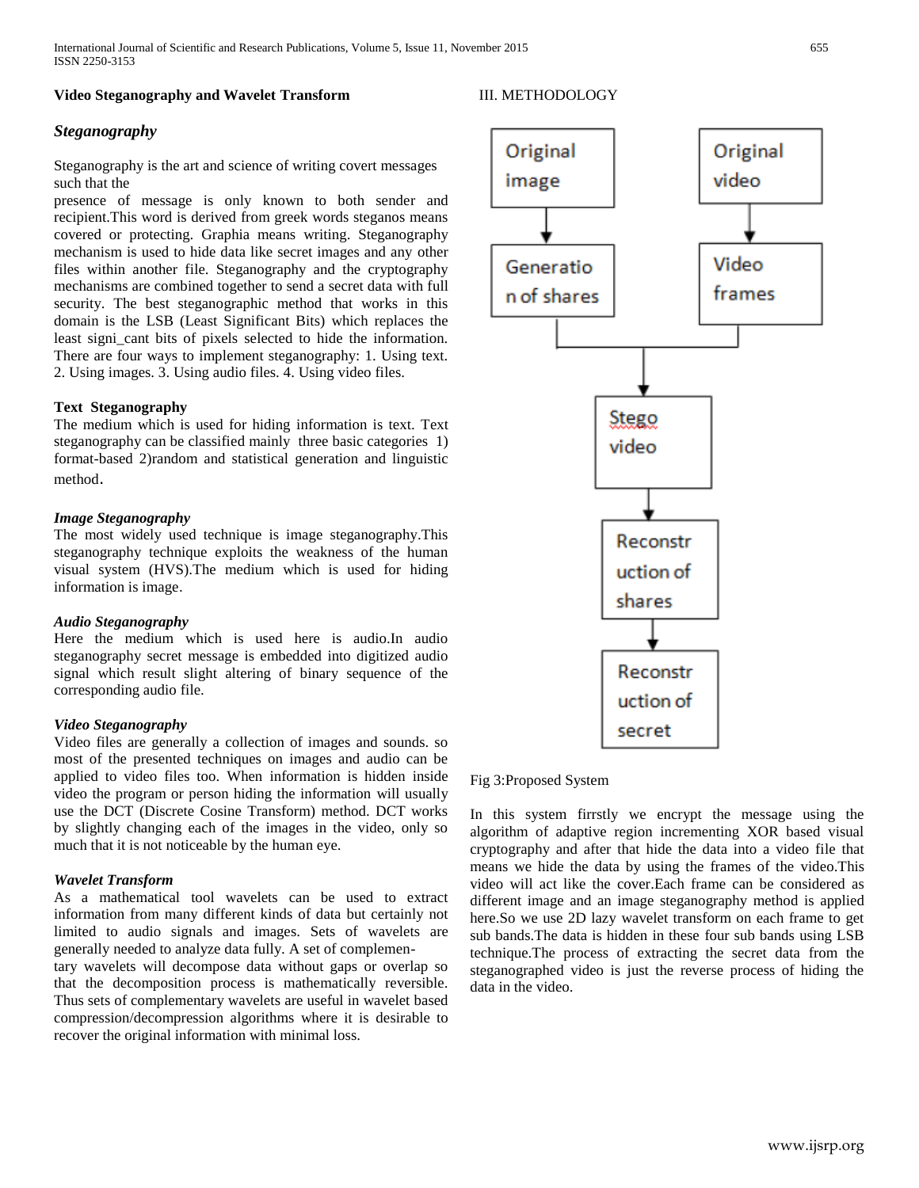**Video Steganography and Wavelet Transform**

## *Steganography*

Steganography is the art and science of writing covert messages such that the presence of message is only known to both sender and recipient.This word is derived from greek words steganos means covered or protecting. Graphia means writing. Steganography mechanism is used to hide data like secret images and any other files within another file. Steganography and the cryptography mechanisms are combined together to send a secret data with full security. The best steganographic method that works in this domain is the LSB (Least Significant Bits) which replaces the least signi_cant bits of pixels selected to hide the information. There are four ways to implement steganography: 1. Using text. 2. Using images. 3. Using audio files. 4. Using video files.

**Text Steganography**

The medium which is used for hiding information is text. Text steganography can be classified mainly three basic categories 1) format-based 2)random and statistical generation and linguistic method.

***Image Steganography***

The most widely used technique is image steganography.This steganography technique exploits the weakness of the human visual system (HVS).The medium which is used for hiding information is image.

***Audio Steganography***

Here the medium which is used here is audio.In audio steganography secret message is embedded into digitized audio signal which result slight altering of binary sequence of the corresponding audio file.

***Video Steganography***

Video files are generally a collection of images and sounds. so most of the presented techniques on images and audio can be applied to video files too. When information is hidden inside video the program or person hiding the information will usually use the DCT (Discrete Cosine Transform) method. DCT works by slightly changing each of the images in the video, only so much that it is not noticeable by the human eye.

***Wavelet Transform***

As a mathematical tool wavelets can be used to extract information from many different kinds of data but certainly not limited to audio signals and images. Sets of wavelets are generally needed to analyze data fully. A set of complementary wavelets will decompose data without gaps or overlap so that the decomposition process is mathematically reversible. Thus sets of complementary wavelets are useful in wavelet based compression/decompression algorithms where it is desirable to recover the original information with minimal loss.

## III. METHODOLOGY

Original image → Generation of shares; Original video → Video frames; both → Stego video → Reconstruction of shares → Reconstruction of secret

Fig 3:Proposed System

In this system firrstly we encrypt the message using the algorithm of adaptive region incrementing XOR based visual cryptography and after that hide the data into a video file that means we hide the data by using the frames of the video.This video will act like the cover.Each frame can be considered as different image and an image steganography method is applied here.So we use 2D lazy wavelet transform on each frame to get sub bands.The data is hidden in these four sub bands using LSB technique.The process of extracting the secret data from the steganographed video is just the reverse process of hiding the data in the video.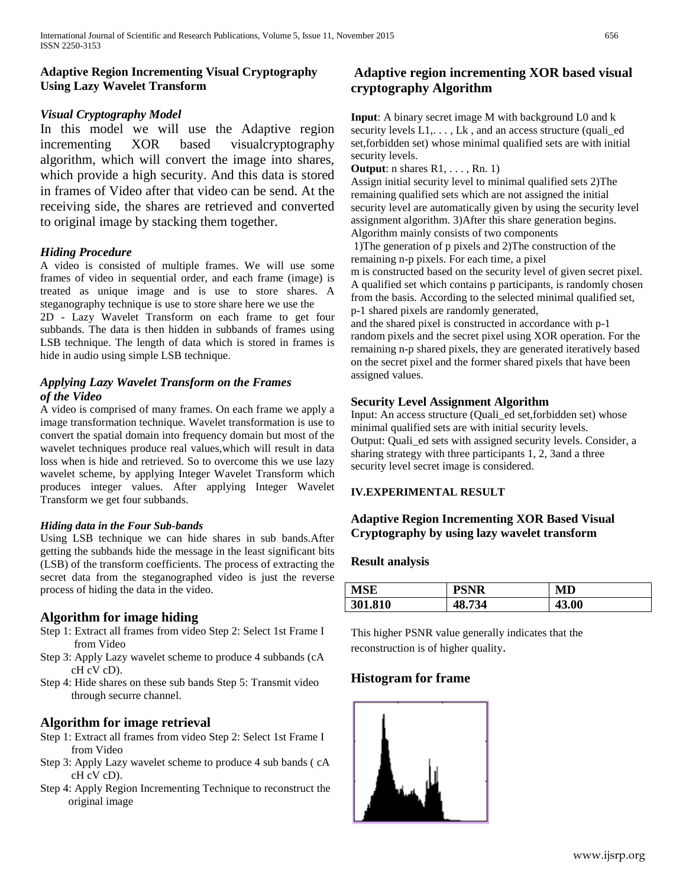**Adaptive Region Incrementing Visual Cryptography Using Lazy Wavelet Transform**

***Visual Cryptography Model***

In this model we will use the Adaptive region incrementing XOR based visualcryptography algorithm, which will convert the image into shares, which provide a high security. And this data is stored in frames of Video after that video can be send. At the receiving side, the shares are retrieved and converted to original image by stacking them together.

***Hiding Procedure***

A video is consisted of multiple frames. We will use some frames of video in sequential order, and each frame (image) is treated as unique image and is use to store shares. A steganography technique is use to store share here we use the 2D - Lazy Wavelet Transform on each frame to get four subbands. The data is then hidden in subbands of frames using LSB technique. The length of data which is stored in frames is hide in audio using simple LSB technique.

***Applying Lazy Wavelet Transform on the Frames of the Video***

A video is comprised of many frames. On each frame we apply a image transformation technique. Wavelet transformation is use to convert the spatial domain into frequency domain but most of the wavelet techniques produce real values,which will result in data loss when is hide and retrieved. So to overcome this we use lazy wavelet scheme, by applying Integer Wavelet Transform which produces integer values. After applying Integer Wavelet Transform we get four subbands.

***Hiding data in the Four Sub-bands***

Using LSB technique we can hide shares in sub bands.After getting the subbands hide the message in the least significant bits (LSB) of the transform coefficients. The process of extracting the secret data from the steganographed video is just the reverse process of hiding the data in the video.

## Algorithm for image hiding

Step 1: Extract all frames from video Step 2: Select 1st Frame I from Video

Step 3: Apply Lazy wavelet scheme to produce 4 subbands (cA cH cV cD).

Step 4: Hide shares on these sub bands Step 5: Transmit video through securre channel.

## Algorithm for image retrieval

Step 1: Extract all frames from video Step 2: Select 1st Frame I from Video

Step 3: Apply Lazy wavelet scheme to produce 4 sub bands ( cA cH cV cD).

Step 4: Apply Region Incrementing Technique to reconstruct the original image

## Adaptive region incrementing XOR based visual cryptography Algorithm

**Input**: A binary secret image M with background L0 and k security levels L1,. . . , Lk , and an access structure (quali_ed set,forbidden set) whose minimal qualified sets are with initial security levels.

**Output**: n shares R1, . . . , Rn. 1)

Assign initial security level to minimal qualified sets 2)The remaining qualified sets which are not assigned the initial security level are automatically given by using the security level assignment algorithm. 3)After this share generation begins. Algorithm mainly consists of two components

1)The generation of p pixels and 2)The construction of the remaining n-p pixels. For each time, a pixel

m is constructed based on the security level of given secret pixel. A qualified set which contains p participants, is randomly chosen from the basis. According to the selected minimal qualified set, p-1 shared pixels are randomly generated,

and the shared pixel is constructed in accordance with p-1 random pixels and the secret pixel using XOR operation. For the remaining n-p shared pixels, they are generated iteratively based on the secret pixel and the former shared pixels that have been assigned values.

### Security Level Assignment Algorithm

Input: An access structure (Quali_ed set,forbidden set) whose minimal qualified sets are with initial security levels.

Output: Quali_ed sets with assigned security levels. Consider, a sharing strategy with three participants 1, 2, 3and a three security level secret image is considered.

**IV.EXPERIMENTAL RESULT**

### Adaptive Region Incrementing XOR Based Visual Cryptography by using lazy wavelet transform

### Result analysis

| MSE | PSNR | MD |
| --- | --- | --- |
| 301.810 | 48.734 | 43.00 |

This higher PSNR value generally indicates that the reconstruction is of higher quality.

## Histogram for frame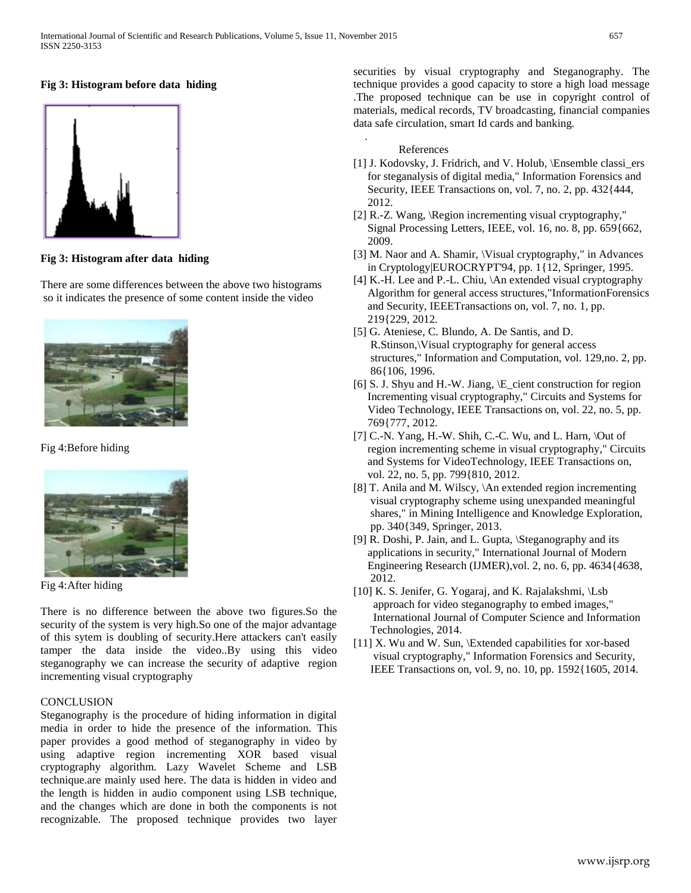**Fig 3: Histogram before data hiding**

**Fig 3: Histogram after data hiding**

There are some differences between the above two histograms so it indicates the presence of some content inside the video

Fig 4:Before hiding

Fig 4:After hiding

There is no difference between the above two figures.So the security of the system is very high.So one of the major advantage of this sytem is doubling of security.Here attackers can't easily tamper the data inside the video..By using this video steganography we can increase the security of adaptive region incrementing visual cryptography

## CONCLUSION

Steganography is the procedure of hiding information in digital media in order to hide the presence of the information. This paper provides a good method of steganography in video by using adaptive region incrementing XOR based visual cryptography algorithm. Lazy Wavelet Scheme and LSB technique.are mainly used here. The data is hidden in video and the length is hidden in audio component using LSB technique, and the changes which are done in both the components is not recognizable. The proposed technique provides two layer securities by visual cryptography and Steganography. The technique provides a good capacity to store a high load message .The proposed technique can be use in copyright control of materials, medical records, TV broadcasting, financial companies data safe circulation, smart Id cards and banking.

.

## References

[1] J. Kodovsky, J. Fridrich, and V. Holub, \Ensemble classi_ers for steganalysis of digital media," Information Forensics and Security, IEEE Transactions on, vol. 7, no. 2, pp. 432{444, 2012.

[2] R.-Z. Wang, \Region incrementing visual cryptography," Signal Processing Letters, IEEE, vol. 16, no. 8, pp. 659{662, 2009.

[3] M. Naor and A. Shamir, \Visual cryptography," in Advances in Cryptology|EUROCRYPT'94, pp. 1{12, Springer, 1995.

[4] K.-H. Lee and P.-L. Chiu, \An extended visual cryptography Algorithm for general access structures,"InformationForensics and Security, IEEETransactions on, vol. 7, no. 1, pp. 219{229, 2012.

[5] G. Ateniese, C. Blundo, A. De Santis, and D. R.Stinson,\Visual cryptography for general access structures," Information and Computation, vol. 129,no. 2, pp. 86{106, 1996.

[6] S. J. Shyu and H.-W. Jiang, \E_cient construction for region Incrementing visual cryptography," Circuits and Systems for Video Technology, IEEE Transactions on, vol. 22, no. 5, pp. 769{777, 2012.

[7] C.-N. Yang, H.-W. Shih, C.-C. Wu, and L. Harn, \Out of region incrementing scheme in visual cryptography," Circuits and Systems for VideoTechnology, IEEE Transactions on, vol. 22, no. 5, pp. 799{810, 2012.

[8] T. Anila and M. Wilscy, \An extended region incrementing visual cryptography scheme using unexpanded meaningful shares," in Mining Intelligence and Knowledge Exploration, pp. 340{349, Springer, 2013.

[9] R. Doshi, P. Jain, and L. Gupta, \Steganography and its applications in security," International Journal of Modern Engineering Research (IJMER),vol. 2, no. 6, pp. 4634{4638, 2012.

[10] K. S. Jenifer, G. Yogaraj, and K. Rajalakshmi, \Lsb approach for video steganography to embed images," International Journal of Computer Science and Information Technologies, 2014.

[11] X. Wu and W. Sun, \Extended capabilities for xor-based visual cryptography," Information Forensics and Security, IEEE Transactions on, vol. 9, no. 10, pp. 1592{1605, 2014.